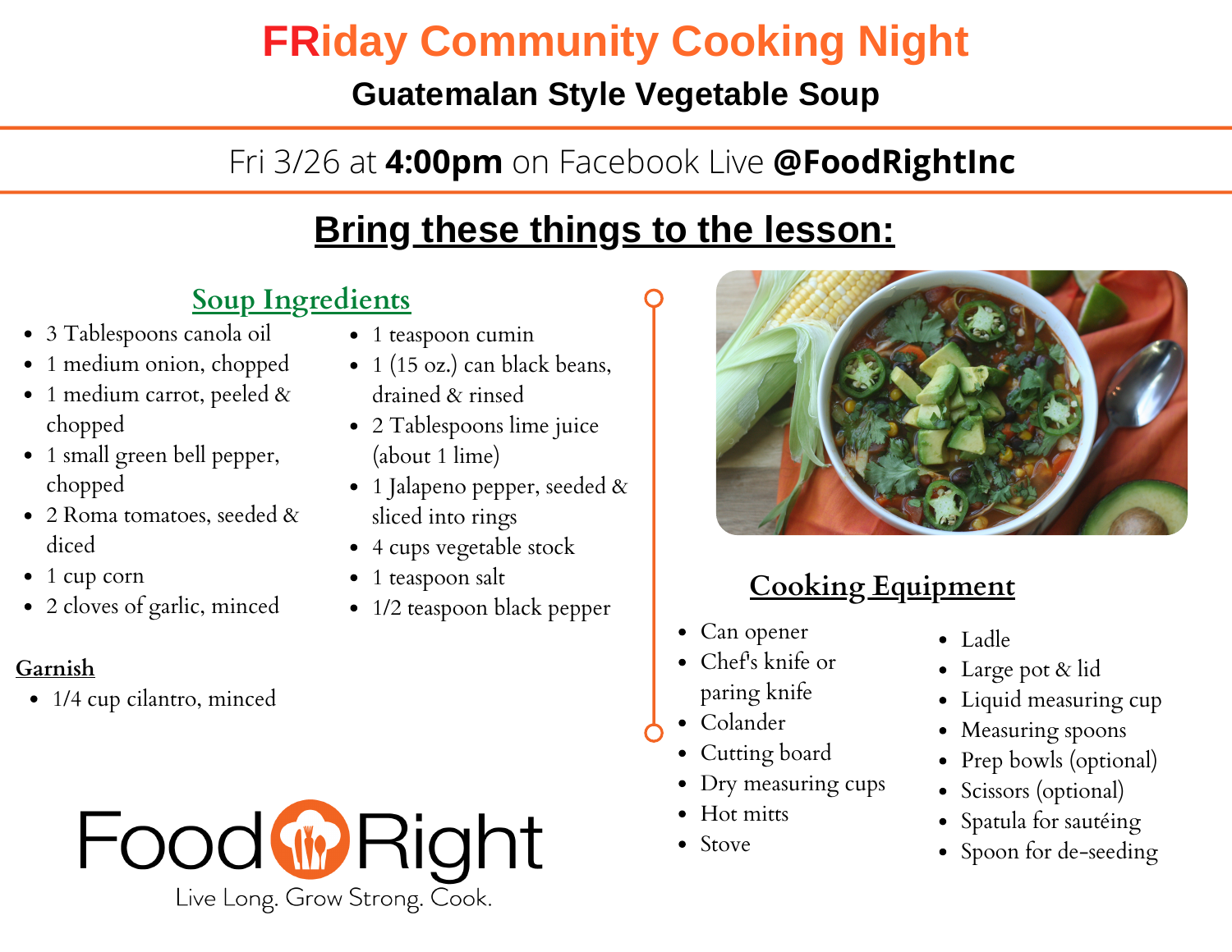# FRiday Community Cooking Night

## Guatemalan Style Vegetable Soup

Fri 3/26 at **4:00pm** on Facebook Live **@FoodRightInc**

## Bring these things to the lesson:

### Soup Ingredients

- 3 Tablespoons canola oil
- 1 medium onion, chopped
- 1 medium carrot, peeled & chopped
- 1 small green bell pepper, chopped
- 2 Roma tomatoes, seeded & diced
- 1 cup corn
- 2 cloves of garlic, minced
- 1 teaspoon cumin
- 1 (15 oz.) can black beans, drained & rinsed
- 2 Tablespoons lime juice (about 1 lime)
- 1 Jalapeno pepper, seeded & sliced into rings
- 4 cups vegetable stock
- 1 teaspoon salt
- 1/2 teaspoon black pepper

### Garnish

- 1/4 cup cilantro, minced

### Cooking Equipment

- Can opener
- Chef's knife or paring knife
- Colander
- Cutting board
- Dry measuring cups
- Hot mitts
- Stove
- Ladle
- Large pot & lid
- Liquid measuring cup
- Measuring spoons
- Prep bowls (optional)
- Scissors (optional)
- Spatula for sautéing
- Spoon for de-seeding

Food Right

Live Long. Grow Strong. Cook.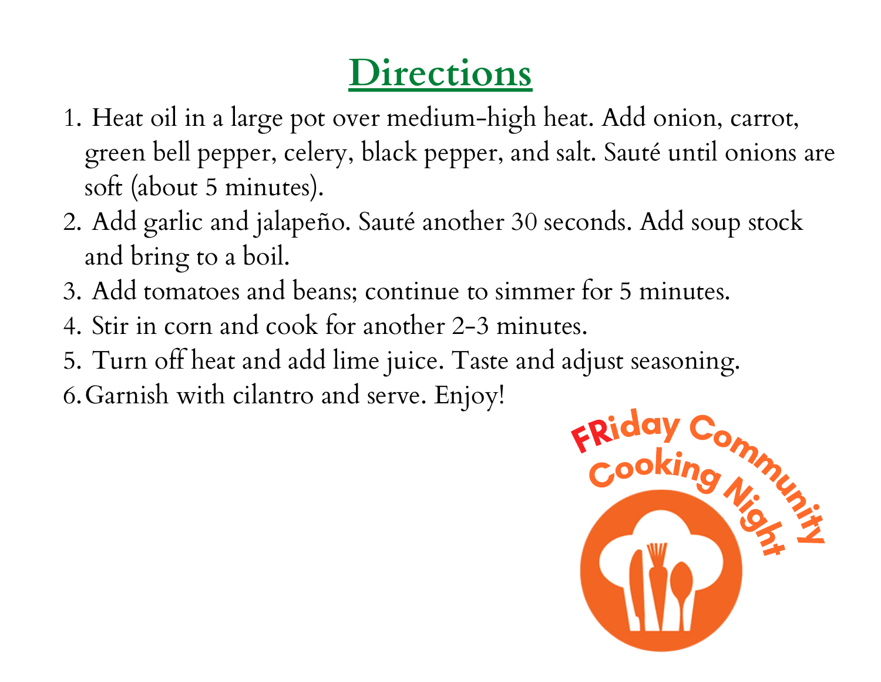# Directions

1. Heat oil in a large pot over medium-high heat. Add onion, carrot, green bell pepper, celery, black pepper, and salt. Sauté until onions are soft (about 5 minutes).
2. Add garlic and jalapeño. Sauté another 30 seconds. Add soup stock and bring to a boil.
3. Add tomatoes and beans; continue to simmer for 5 minutes.
4. Stir in corn and cook for another 2-3 minutes.
5. Turn off heat and add lime juice. Taste and adjust seasoning.
6. Garnish with cilantro and serve. Enjoy!

FRiday Community Cooking Night